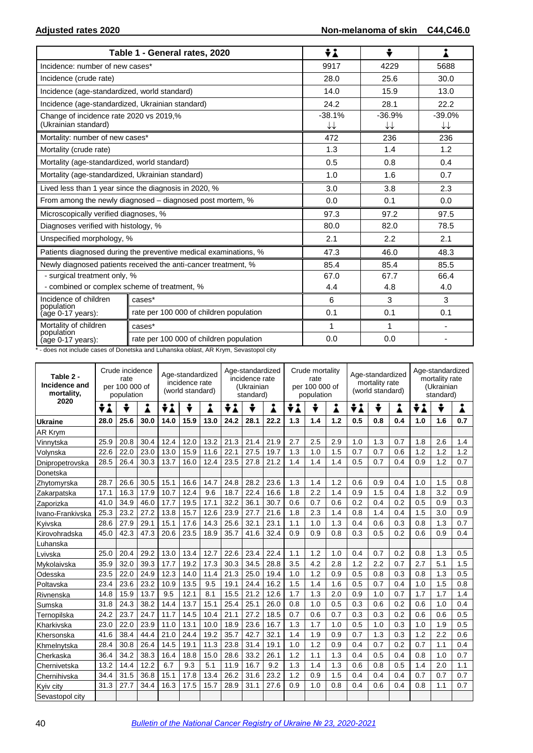## Adjusted rates 2020 — Non-melanoma of skin C44,C46.0

| Table 1 - General rates, 2020 | | Both sexes | Male | Female |
|---|---|---|---|---|
| Incidence: number of new cases* | | 9917 | 4229 | 5688 |
| Incidence (crude rate) | | 28.0 | 25.6 | 30.0 |
| Incidence (age-standardized, world standard) | | 14.0 | 15.9 | 13.0 |
| Incidence (age-standardized, Ukrainian standard) | | 24.2 | 28.1 | 22.2 |
| Change of incidence rate 2020 vs 2019,% (Ukrainian standard) | | -38.1% ↓↓ | -36.9% ↓↓ | -39.0% ↓↓ |
| Mortality: number of new cases* | | 472 | 236 | 236 |
| Mortality (crude rate) | | 1.3 | 1.4 | 1.2 |
| Mortality (age-standardized, world standard) | | 0.5 | 0.8 | 0.4 |
| Mortality (age-standardized, Ukrainian standard) | | 1.0 | 1.6 | 0.7 |
| Lived less than 1 year since the diagnosis in 2020, % | | 3.0 | 3.8 | 2.3 |
| From among the newly diagnosed – diagnosed post mortem, % | | 0.0 | 0.1 | 0.0 |
| Microscopically verified diagnoses, % | | 97.3 | 97.2 | 97.5 |
| Diagnoses verified with histology, % | | 80.0 | 82.0 | 78.5 |
| Unspecified morphology, % | | 2.1 | 2.2 | 2.1 |
| Patients diagnosed during the preventive medical examinations, % | | 47.3 | 46.0 | 48.3 |
| Newly diagnosed patients received the anti-cancer treatment, % | | 85.4 | 85.4 | 85.5 |
| - surgical treatment only, % | | 67.0 | 67.7 | 66.4 |
| - combined or complex scheme of treatment, % | | 4.4 | 4.8 | 4.0 |
| Incidence of children population (age 0-17 years): | cases* | 6 | 3 | 3 |
| | rate per 100 000 of children population | 0.1 | 0.1 | 0.1 |
| Mortality of children population (age 0-17 years): | cases* | 1 | 1 | - |
| | rate per 100 000 of children population | 0.0 | 0.0 | - |

\* - does not include cases of Donetska and Luhanska oblast, AR Krym, Sevastopol city

| Table 2 - Incidence and mortality, 2020 | Crude incidence rate per 100 000 of population | | | Age-standardized incidence rate (world standard) | | | Age-standardized incidence rate (Ukrainian standard) | | | Crude mortality rate per 100 000 of population | | | Age-standardized mortality rate (world standard) | | | Age-standardized mortality rate (Ukrainian standard) | | |
|---|---|---|---|---|---|---|---|---|---|---|---|---|---|---|---|---|---|---|
| | Both | Male | Female | Both | Male | Female | Both | Male | Female | Both | Male | Female | Both | Male | Female | Both | Male | Female |
| **Ukraine** | **28.0** | **25.6** | **30.0** | **14.0** | **15.9** | **13.0** | **24.2** | **28.1** | **22.2** | **1.3** | **1.4** | **1.2** | **0.5** | **0.8** | **0.4** | **1.0** | **1.6** | **0.7** |
| AR Krym | | | | | | | | | | | | | | | | | | |
| Vinnytska | 25.9 | 20.8 | 30.4 | 12.4 | 12.0 | 13.2 | 21.3 | 21.4 | 21.9 | 2.7 | 2.5 | 2.9 | 1.0 | 1.3 | 0.7 | 1.8 | 2.6 | 1.4 |
| Volynska | 22.6 | 22.0 | 23.0 | 13.0 | 15.9 | 11.6 | 22.1 | 27.5 | 19.7 | 1.3 | 1.0 | 1.5 | 0.7 | 0.7 | 0.6 | 1.2 | 1.2 | 1.2 |
| Dnipropetrovska | 28.5 | 26.4 | 30.3 | 13.7 | 16.0 | 12.4 | 23.5 | 27.8 | 21.2 | 1.4 | 1.4 | 1.4 | 0.5 | 0.7 | 0.4 | 0.9 | 1.2 | 0.7 |
| Donetska | | | | | | | | | | | | | | | | | | |
| Zhytomyrska | 28.7 | 26.6 | 30.5 | 15.1 | 16.6 | 14.7 | 24.8 | 28.2 | 23.6 | 1.3 | 1.4 | 1.2 | 0.6 | 0.9 | 0.4 | 1.0 | 1.5 | 0.8 |
| Zakarpatska | 17.1 | 16.3 | 17.9 | 10.7 | 12.4 | 9.6 | 18.7 | 22.4 | 16.6 | 1.8 | 2.2 | 1.4 | 0.9 | 1.5 | 0.4 | 1.8 | 3.2 | 0.9 |
| Zaporizka | 41.0 | 34.9 | 46.0 | 17.7 | 19.5 | 17.1 | 32.2 | 36.1 | 30.7 | 0.6 | 0.7 | 0.6 | 0.2 | 0.4 | 0.2 | 0.5 | 0.9 | 0.3 |
| Ivano-Frankivska | 25.3 | 23.2 | 27.2 | 13.8 | 15.7 | 12.6 | 23.9 | 27.7 | 21.6 | 1.8 | 2.3 | 1.4 | 0.8 | 1.4 | 0.4 | 1.5 | 3.0 | 0.9 |
| Kyivska | 28.6 | 27.9 | 29.1 | 15.1 | 17.6 | 14.3 | 25.6 | 32.1 | 23.1 | 1.1 | 1.0 | 1.3 | 0.4 | 0.6 | 0.3 | 0.8 | 1.3 | 0.7 |
| Kirovohradska | 45.0 | 42.3 | 47.3 | 20.6 | 23.5 | 18.9 | 35.7 | 41.6 | 32.4 | 0.9 | 0.9 | 0.8 | 0.3 | 0.5 | 0.2 | 0.6 | 0.9 | 0.4 |
| Luhanska | | | | | | | | | | | | | | | | | | |
| Lvivska | 25.0 | 20.4 | 29.2 | 13.0 | 13.4 | 12.7 | 22.6 | 23.4 | 22.4 | 1.1 | 1.2 | 1.0 | 0.4 | 0.7 | 0.2 | 0.8 | 1.3 | 0.5 |
| Mykolaivska | 35.9 | 32.0 | 39.3 | 17.7 | 19.2 | 17.3 | 30.3 | 34.5 | 28.8 | 3.5 | 4.2 | 2.8 | 1.2 | 2.2 | 0.7 | 2.7 | 5.1 | 1.5 |
| Odesska | 23.5 | 22.0 | 24.9 | 12.3 | 14.0 | 11.4 | 21.3 | 25.0 | 19.4 | 1.0 | 1.2 | 0.9 | 0.5 | 0.8 | 0.3 | 0.8 | 1.3 | 0.5 |
| Poltavska | 23.4 | 23.6 | 23.2 | 10.9 | 13.5 | 9.5 | 19.1 | 24.4 | 16.2 | 1.5 | 1.4 | 1.6 | 0.5 | 0.7 | 0.4 | 1.0 | 1.5 | 0.8 |
| Rivnenska | 14.8 | 15.9 | 13.7 | 9.5 | 12.1 | 8.1 | 15.5 | 21.2 | 12.6 | 1.7 | 1.3 | 2.0 | 0.9 | 1.0 | 0.7 | 1.7 | 1.7 | 1.4 |
| Sumska | 31.8 | 24.3 | 38.2 | 14.4 | 13.7 | 15.1 | 25.4 | 25.1 | 26.0 | 0.8 | 1.0 | 0.5 | 0.3 | 0.6 | 0.2 | 0.6 | 1.0 | 0.4 |
| Ternopilska | 24.2 | 23.7 | 24.7 | 11.7 | 14.5 | 10.4 | 21.1 | 27.2 | 18.5 | 0.7 | 0.6 | 0.7 | 0.3 | 0.3 | 0.2 | 0.6 | 0.6 | 0.5 |
| Kharkivska | 23.0 | 22.0 | 23.9 | 11.0 | 13.1 | 10.0 | 18.9 | 23.6 | 16.7 | 1.3 | 1.7 | 1.0 | 0.5 | 1.0 | 0.3 | 1.0 | 1.9 | 0.5 |
| Khersonska | 41.6 | 38.4 | 44.4 | 21.0 | 24.4 | 19.2 | 35.7 | 42.7 | 32.1 | 1.4 | 1.9 | 0.9 | 0.7 | 1.3 | 0.3 | 1.2 | 2.2 | 0.6 |
| Khmelnytska | 28.4 | 30.8 | 26.4 | 14.5 | 19.1 | 11.3 | 23.8 | 31.4 | 19.1 | 1.0 | 1.2 | 0.9 | 0.4 | 0.7 | 0.2 | 0.7 | 1.1 | 0.4 |
| Cherkaska | 36.4 | 34.2 | 38.3 | 16.4 | 18.8 | 15.0 | 28.6 | 33.2 | 26.1 | 1.2 | 1.1 | 1.3 | 0.4 | 0.5 | 0.4 | 0.8 | 1.0 | 0.7 |
| Chernivetska | 13.2 | 14.4 | 12.2 | 6.7 | 9.3 | 5.1 | 11.9 | 16.7 | 9.2 | 1.3 | 1.4 | 1.3 | 0.6 | 0.8 | 0.5 | 1.4 | 2.0 | 1.1 |
| Chernihivska | 34.4 | 31.5 | 36.8 | 15.1 | 17.8 | 13.4 | 26.2 | 31.6 | 23.2 | 1.2 | 0.9 | 1.5 | 0.4 | 0.4 | 0.4 | 0.7 | 0.7 | 0.7 |
| Kyiv city | 31.3 | 27.7 | 34.4 | 16.3 | 17.5 | 15.7 | 28.9 | 31.1 | 27.6 | 0.9 | 1.0 | 0.8 | 0.4 | 0.6 | 0.4 | 0.8 | 1.1 | 0.7 |
| Sevastopol city | | | | | | | | | | | | | | | | | | |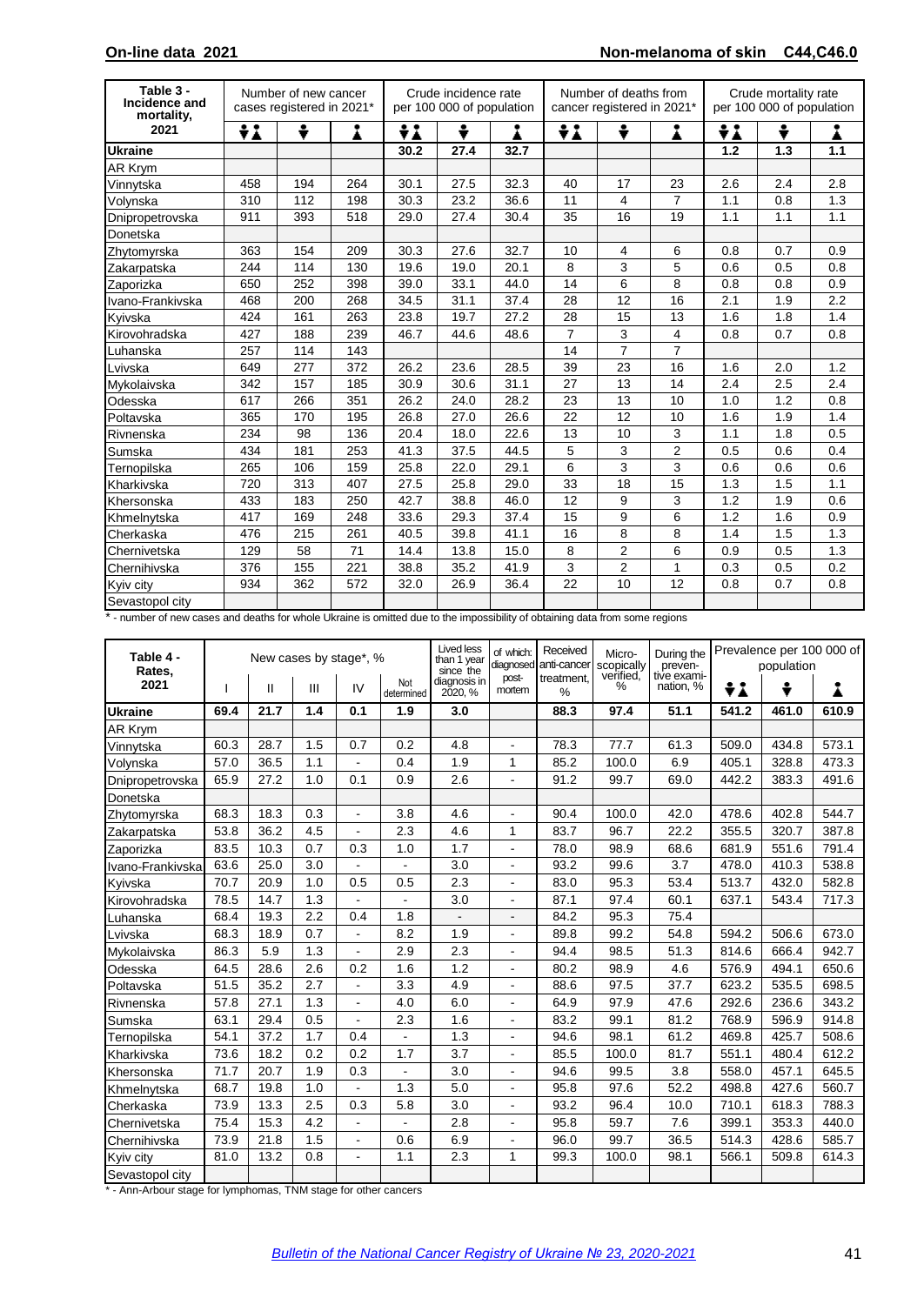## On-line data 2021 — Non-melanoma of skin C44,C46.0

| Table 3 - Incidence and mortality, 2021 | Number of new cancer cases registered in 2021* | | | Crude incidence rate per 100 000 of population | | | Number of deaths from cancer registered in 2021* | | | Crude mortality rate per 100 000 of population | | |
|---|---|---|---|---|---|---|---|---|---|---|---|---|
| | Both | Male | Female | Both | Male | Female | Both | Male | Female | Both | Male | Female |
| **Ukraine** | | | | 30.2 | 27.4 | 32.7 | | | | 1.2 | 1.3 | 1.1 |
| AR Krym | | | | | | | | | | | | |
| Vinnytska | 458 | 194 | 264 | 30.1 | 27.5 | 32.3 | 40 | 17 | 23 | 2.6 | 2.4 | 2.8 |
| Volynska | 310 | 112 | 198 | 30.3 | 23.2 | 36.6 | 11 | 4 | 7 | 1.1 | 0.8 | 1.3 |
| Dnipropetrovska | 911 | 393 | 518 | 29.0 | 27.4 | 30.4 | 35 | 16 | 19 | 1.1 | 1.1 | 1.1 |
| Donetska | | | | | | | | | | | | |
| Zhytomyrska | 363 | 154 | 209 | 30.3 | 27.6 | 32.7 | 10 | 4 | 6 | 0.8 | 0.7 | 0.9 |
| Zakarpatska | 244 | 114 | 130 | 19.6 | 19.0 | 20.1 | 8 | 3 | 5 | 0.6 | 0.5 | 0.8 |
| Zaporizka | 650 | 252 | 398 | 39.0 | 33.1 | 44.0 | 14 | 6 | 8 | 0.8 | 0.8 | 0.9 |
| Ivano-Frankivska | 468 | 200 | 268 | 34.5 | 31.1 | 37.4 | 28 | 12 | 16 | 2.1 | 1.9 | 2.2 |
| Kyivska | 424 | 161 | 263 | 23.8 | 19.7 | 27.2 | 28 | 15 | 13 | 1.6 | 1.8 | 1.4 |
| Kirovohradska | 427 | 188 | 239 | 46.7 | 44.6 | 48.6 | 7 | 3 | 4 | 0.8 | 0.7 | 0.8 |
| Luhanska | 257 | 114 | 143 | | | | 14 | 7 | 7 | | | |
| Lvivska | 649 | 277 | 372 | 26.2 | 23.6 | 28.5 | 39 | 23 | 16 | 1.6 | 2.0 | 1.2 |
| Mykolaivska | 342 | 157 | 185 | 30.9 | 30.6 | 31.1 | 27 | 13 | 14 | 2.4 | 2.5 | 2.4 |
| Odesska | 617 | 266 | 351 | 26.2 | 24.0 | 28.2 | 23 | 13 | 10 | 1.0 | 1.2 | 0.8 |
| Poltavska | 365 | 170 | 195 | 26.8 | 27.0 | 26.6 | 22 | 12 | 10 | 1.6 | 1.9 | 1.4 |
| Rivnenska | 234 | 98 | 136 | 20.4 | 18.0 | 22.6 | 13 | 10 | 3 | 1.1 | 1.8 | 0.5 |
| Sumska | 434 | 181 | 253 | 41.3 | 37.5 | 44.5 | 5 | 3 | 2 | 0.5 | 0.6 | 0.4 |
| Ternopilska | 265 | 106 | 159 | 25.8 | 22.0 | 29.1 | 6 | 3 | 3 | 0.6 | 0.6 | 0.6 |
| Kharkivska | 720 | 313 | 407 | 27.5 | 25.8 | 29.0 | 33 | 18 | 15 | 1.3 | 1.5 | 1.1 |
| Khersonska | 433 | 183 | 250 | 42.7 | 38.8 | 46.0 | 12 | 9 | 3 | 1.2 | 1.9 | 0.6 |
| Khmelnytska | 417 | 169 | 248 | 33.6 | 29.3 | 37.4 | 15 | 9 | 6 | 1.2 | 1.6 | 0.9 |
| Cherkaska | 476 | 215 | 261 | 40.5 | 39.8 | 41.1 | 16 | 8 | 8 | 1.4 | 1.5 | 1.3 |
| Chernivetska | 129 | 58 | 71 | 14.4 | 13.8 | 15.0 | 8 | 2 | 6 | 0.9 | 0.5 | 1.3 |
| Chernihivska | 376 | 155 | 221 | 38.8 | 35.2 | 41.9 | 3 | 2 | 1 | 0.3 | 0.5 | 0.2 |
| Kyiv city | 934 | 362 | 572 | 32.0 | 26.9 | 36.4 | 22 | 10 | 12 | 0.8 | 0.7 | 0.8 |
| Sevastopol city | | | | | | | | | | | | |

* - number of new cases and deaths for whole Ukraine is omitted due to the impossibility of obtaining data from some regions

| Table 4 - Rates, 2021 | New cases by stage*, % | | | | | Lived less than 1 year since the diagnosis in 2020, % | of which: diagnosed post-mortem | Received anti-cancer treatment, % | Micro-scopically verified, % | During the preventive examination, % | Prevalence per 100 000 of population | | |
|---|---|---|---|---|---|---|---|---|---|---|---|---|---|
| | I | II | III | IV | Not determined | | | | | | Both | Male | Female |
| **Ukraine** | 69.4 | 21.7 | 1.4 | 0.1 | 1.9 | 3.0 | | 88.3 | 97.4 | 51.1 | 541.2 | 461.0 | 610.9 |
| AR Krym | | | | | | | | | | | | | |
| Vinnytska | 60.3 | 28.7 | 1.5 | 0.7 | 0.2 | 4.8 | - | 78.3 | 77.7 | 61.3 | 509.0 | 434.8 | 573.1 |
| Volynska | 57.0 | 36.5 | 1.1 | - | 0.4 | 1.9 | 1 | 85.2 | 100.0 | 6.9 | 405.1 | 328.8 | 473.3 |
| Dnipropetrovska | 65.9 | 27.2 | 1.0 | 0.1 | 0.9 | 2.6 | - | 91.2 | 99.7 | 69.0 | 442.2 | 383.3 | 491.6 |
| Donetska | | | | | | | | | | | | | |
| Zhytomyrska | 68.3 | 18.3 | 0.3 | - | 3.8 | 4.6 | - | 90.4 | 100.0 | 42.0 | 478.6 | 402.8 | 544.7 |
| Zakarpatska | 53.8 | 36.2 | 4.5 | - | 2.3 | 4.6 | 1 | 83.7 | 96.7 | 22.2 | 355.5 | 320.7 | 387.8 |
| Zaporizka | 83.5 | 10.3 | 0.7 | 0.3 | 1.0 | 1.7 | - | 78.0 | 98.9 | 68.6 | 681.9 | 551.6 | 791.4 |
| Ivano-Frankivska | 63.6 | 25.0 | 3.0 | - | - | 3.0 | - | 93.2 | 99.6 | 3.7 | 478.0 | 410.3 | 538.8 |
| Kyivska | 70.7 | 20.9 | 1.0 | 0.5 | 0.5 | 2.3 | - | 83.0 | 95.3 | 53.4 | 513.7 | 432.0 | 582.8 |
| Kirovohradska | 78.5 | 14.7 | 1.3 | - | - | 3.0 | - | 87.1 | 97.4 | 60.1 | 637.1 | 543.4 | 717.3 |
| Luhanska | 68.4 | 19.3 | 2.2 | 0.4 | 1.8 | - | - | 84.2 | 95.3 | 75.4 | | | |
| Lvivska | 68.3 | 18.9 | 0.7 | - | 8.2 | 1.9 | - | 89.8 | 99.2 | 54.8 | 594.2 | 506.6 | 673.0 |
| Mykolaivska | 86.3 | 5.9 | 1.3 | - | 2.9 | 2.3 | - | 94.4 | 98.5 | 51.3 | 814.6 | 666.4 | 942.7 |
| Odesska | 64.5 | 28.6 | 2.6 | 0.2 | 1.6 | 1.2 | - | 80.2 | 98.9 | 4.6 | 576.9 | 494.1 | 650.6 |
| Poltavska | 51.5 | 35.2 | 2.7 | - | 3.3 | 4.9 | - | 88.6 | 97.5 | 37.7 | 623.2 | 535.5 | 698.5 |
| Rivnenska | 57.8 | 27.1 | 1.3 | - | 4.0 | 6.0 | - | 64.9 | 97.9 | 47.6 | 292.6 | 236.6 | 343.2 |
| Sumska | 63.1 | 29.4 | 0.5 | - | 2.3 | 1.6 | - | 83.2 | 99.1 | 81.2 | 768.9 | 596.9 | 914.8 |
| Ternopilska | 54.1 | 37.2 | 1.7 | 0.4 | - | 1.3 | - | 94.6 | 98.1 | 61.2 | 469.8 | 425.7 | 508.6 |
| Kharkivska | 73.6 | 18.2 | 0.2 | 0.2 | 1.7 | 3.7 | - | 85.5 | 100.0 | 81.7 | 551.1 | 480.4 | 612.2 |
| Khersonska | 71.7 | 20.7 | 1.9 | 0.3 | - | 3.0 | - | 94.6 | 99.5 | 3.8 | 558.0 | 457.1 | 645.5 |
| Khmelnytska | 68.7 | 19.8 | 1.0 | - | 1.3 | 5.0 | - | 95.8 | 97.6 | 52.2 | 498.8 | 427.6 | 560.7 |
| Cherkaska | 73.9 | 13.3 | 2.5 | 0.3 | 5.8 | 3.0 | - | 93.2 | 96.4 | 10.0 | 710.1 | 618.3 | 788.3 |
| Chernivetska | 75.4 | 15.3 | 4.2 | - | - | 2.8 | - | 95.8 | 59.7 | 7.6 | 399.1 | 353.3 | 440.0 |
| Chernihivska | 73.9 | 21.8 | 1.5 | - | 0.6 | 6.9 | - | 96.0 | 99.7 | 36.5 | 514.3 | 428.6 | 585.7 |
| Kyiv city | 81.0 | 13.2 | 0.8 | - | 1.1 | 2.3 | 1 | 99.3 | 100.0 | 98.1 | 566.1 | 509.8 | 614.3 |
| Sevastopol city | | | | | | | | | | | | | |

* - Ann-Arbour stage for lymphomas, TNM stage for other cancers